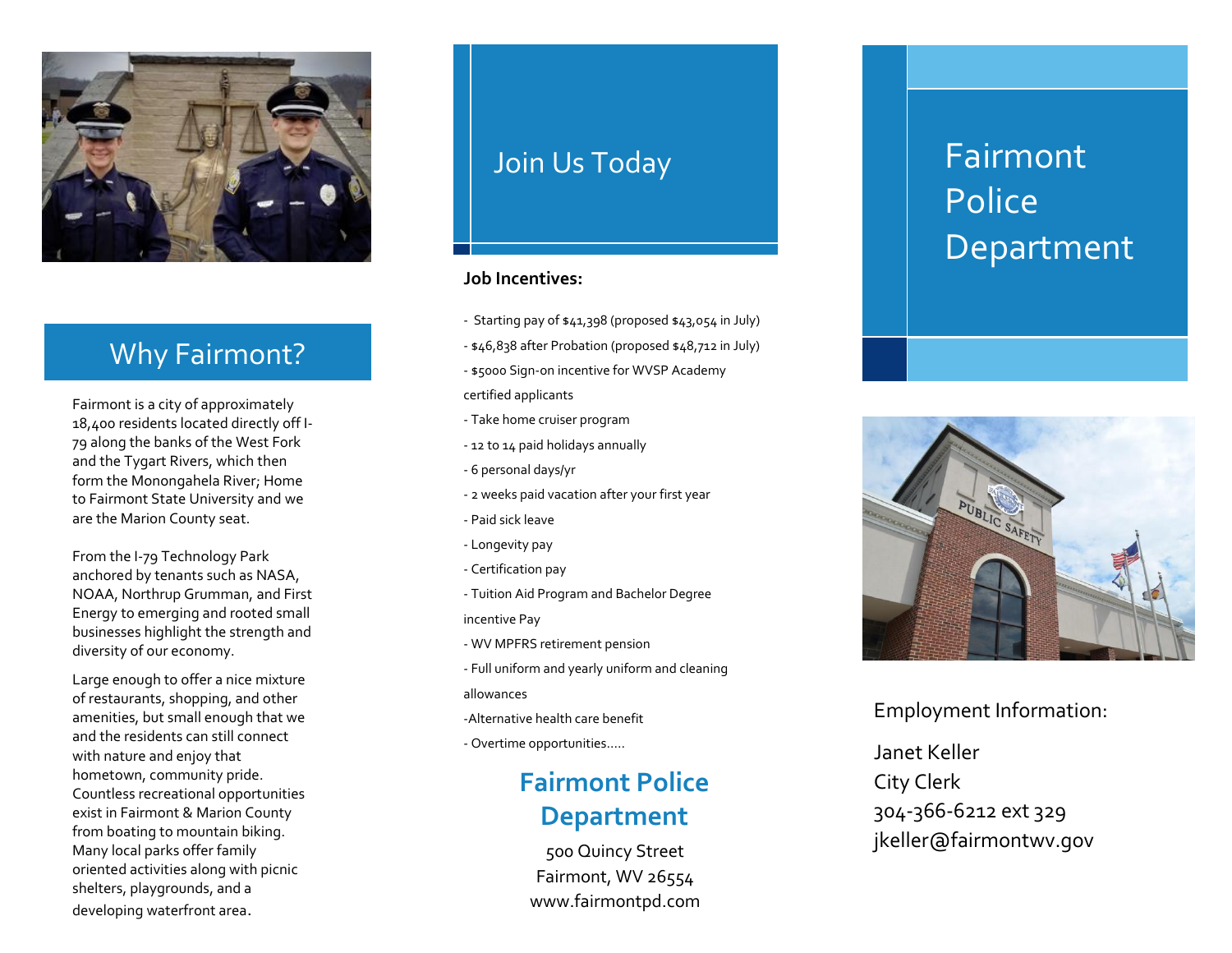## Why Fairmont?

Fairmont is a city of approximately 18,400 residents located directly off I-79 along the banks of the West Fork and the Tygart Rivers, which then form the Monongahela River; Home to Fairmont State University and we are the Marion County seat.

From the I-79 Technology Park anchored by tenants such as NASA, NOAA, Northrup Grumman, and First Energy to emerging and rooted small businesses highlight the strength and diversity of our economy.

Large enough to offer a nice mixture of restaurants, shopping, and other amenities, but small enough that we and the residents can still connect with nature and enjoy that hometown, community pride. Countless recreational opportunities exist in Fairmont & Marion County from boating to mountain biking. Many local parks offer family oriented activities along with picnic shelters, playgrounds, and a developing waterfront area.

## Join Us Today

**Job Incentives:**

- Starting pay of $41,398 (proposed $43,054 in July)
- $46,838 after Probation (proposed $48,712 in July)
- $5000 Sign-on incentive for WVSP Academy certified applicants
- Take home cruiser program
- 12 to 14 paid holidays annually
- 6 personal days/yr
- 2 weeks paid vacation after your first year
- Paid sick leave
- Longevity pay
- Certification pay
- Tuition Aid Program and Bachelor Degree incentive Pay
- WV MPFRS retirement pension
- Full uniform and yearly uniform and cleaning allowances
- Alternative health care benefit
- Overtime opportunities.....

### Fairmont Police Department

500 Quincy Street
Fairmont, WV 26554
www.fairmontpd.com

# Fairmont Police Department

Employment Information:

Janet Keller
City Clerk
304-366-6212 ext 329
jkeller@fairmontwv.gov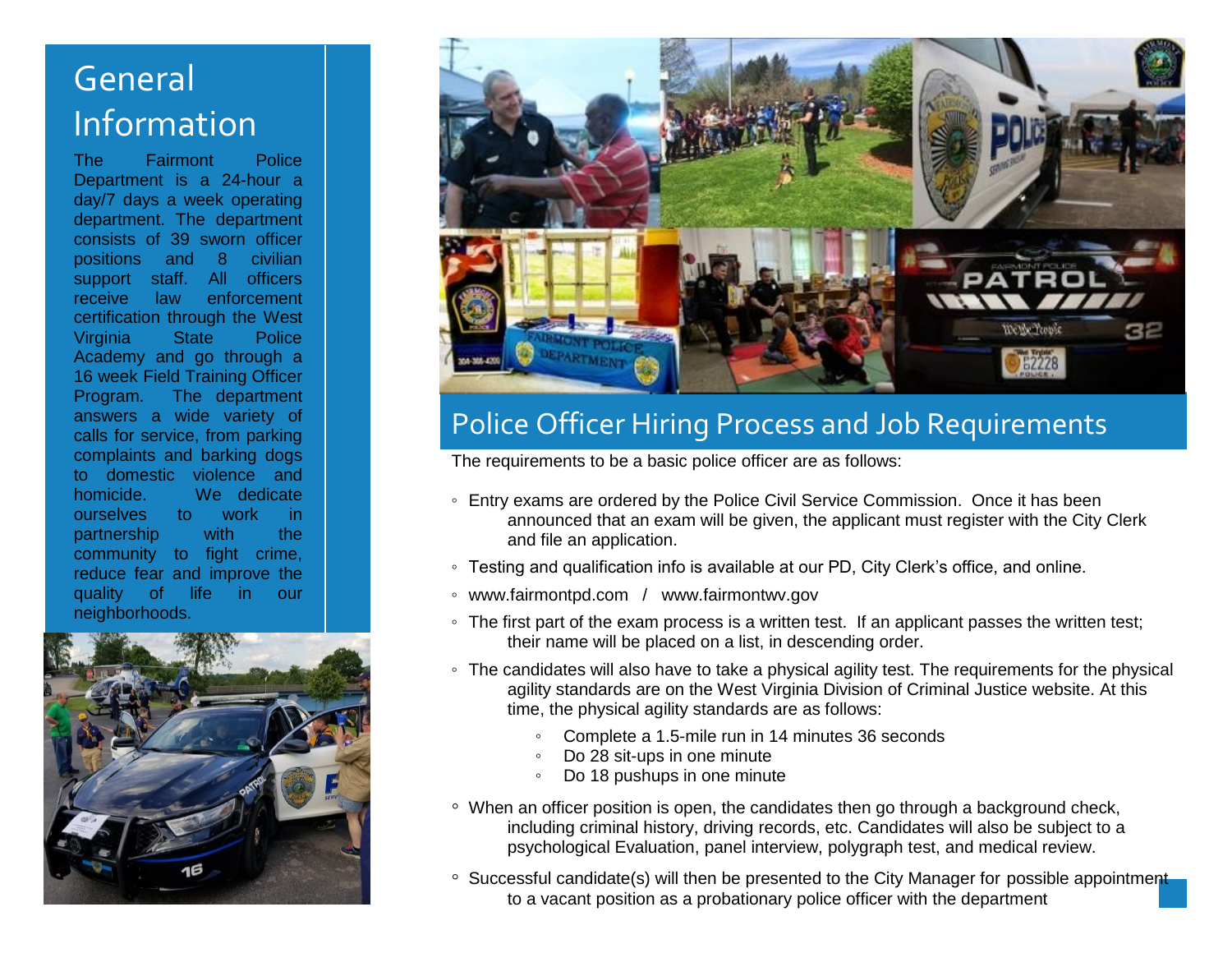# General Information

The Fairmont Police Department is a 24-hour a day/7 days a week operating department. The department consists of 39 sworn officer positions and 8 civilian support staff. All officers receive law enforcement certification through the West Virginia State Police Academy and go through a 16 week Field Training Officer Program. The department answers a wide variety of calls for service, from parking complaints and barking dogs to domestic violence and homicide. We dedicate ourselves to work in partnership with the community to fight crime, reduce fear and improve the quality of life in our neighborhoods.

# Police Officer Hiring Process and Job Requirements

The requirements to be a basic police officer are as follows:

- Entry exams are ordered by the Police Civil Service Commission. Once it has been announced that an exam will be given, the applicant must register with the City Clerk and file an application.
- Testing and qualification info is available at our PD, City Clerk's office, and online.
- www.fairmontpd.com / www.fairmontwv.gov
- The first part of the exam process is a written test. If an applicant passes the written test; their name will be placed on a list, in descending order.
- The candidates will also have to take a physical agility test. The requirements for the physical agility standards are on the West Virginia Division of Criminal Justice website. At this time, the physical agility standards are as follows:
  - Complete a 1.5-mile run in 14 minutes 36 seconds
  - Do 28 sit-ups in one minute
  - Do 18 pushups in one minute
- When an officer position is open, the candidates then go through a background check, including criminal history, driving records, etc. Candidates will also be subject to a psychological Evaluation, panel interview, polygraph test, and medical review.
- Successful candidate(s) will then be presented to the City Manager for possible appointment to a vacant position as a probationary police officer with the department